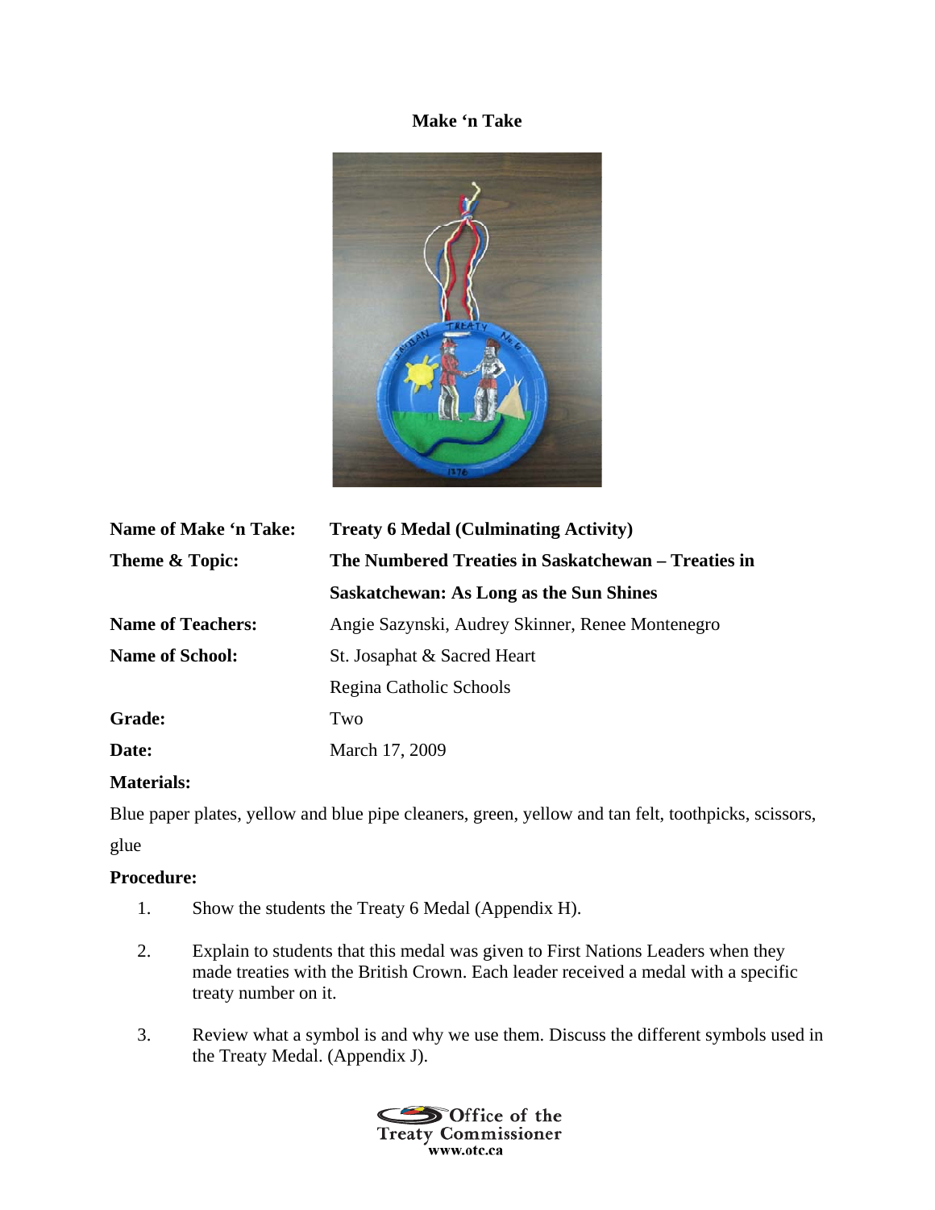# Make 'n Take

| | |
|---|---|
| **Name of Make 'n Take:** | **Treaty 6 Medal (Culminating Activity)** |
| **Theme & Topic:** | **The Numbered Treaties in Saskatchewan – Treaties in Saskatchewan: As Long as the Sun Shines** |
| **Name of Teachers:** | Angie Sazynski, Audrey Skinner, Renee Montenegro |
| **Name of School:** | St. Josaphat & Sacred Heart<br>Regina Catholic Schools |
| **Grade:** | Two |
| **Date:** | March 17, 2009 |

**Materials:**

Blue paper plates, yellow and blue pipe cleaners, green, yellow and tan felt, toothpicks, scissors, glue

**Procedure:**

1. Show the students the Treaty 6 Medal (Appendix H).
2. Explain to students that this medal was given to First Nations Leaders when they made treaties with the British Crown. Each leader received a medal with a specific treaty number on it.
3. Review what a symbol is and why we use them. Discuss the different symbols used in the Treaty Medal. (Appendix J).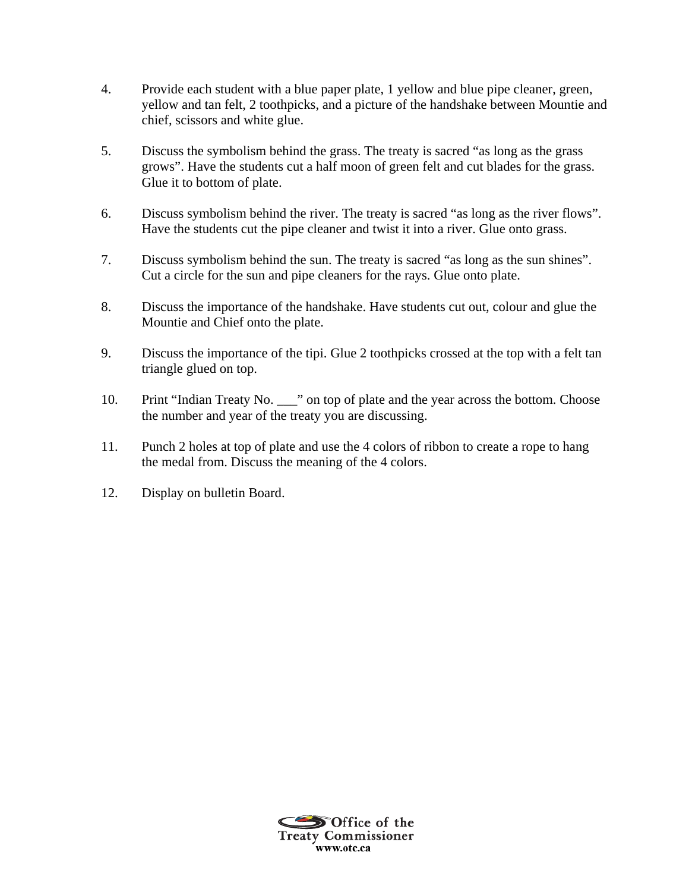4. Provide each student with a blue paper plate, 1 yellow and blue pipe cleaner, green, yellow and tan felt, 2 toothpicks, and a picture of the handshake between Mountie and chief, scissors and white glue.

5. Discuss the symbolism behind the grass. The treaty is sacred “as long as the grass grows”. Have the students cut a half moon of green felt and cut blades for the grass. Glue it to bottom of plate.

6. Discuss symbolism behind the river. The treaty is sacred “as long as the river flows”. Have the students cut the pipe cleaner and twist it into a river. Glue onto grass.

7. Discuss symbolism behind the sun. The treaty is sacred “as long as the sun shines”. Cut a circle for the sun and pipe cleaners for the rays. Glue onto plate.

8. Discuss the importance of the handshake. Have students cut out, colour and glue the Mountie and Chief onto the plate.

9. Discuss the importance of the tipi. Glue 2 toothpicks crossed at the top with a felt tan triangle glued on top.

10. Print “Indian Treaty No. ___” on top of plate and the year across the bottom. Choose the number and year of the treaty you are discussing.

11. Punch 2 holes at top of plate and use the 4 colors of ribbon to create a rope to hang the medal from. Discuss the meaning of the 4 colors.

12. Display on bulletin Board.

Office of the Treaty Commissioner
www.otc.ca